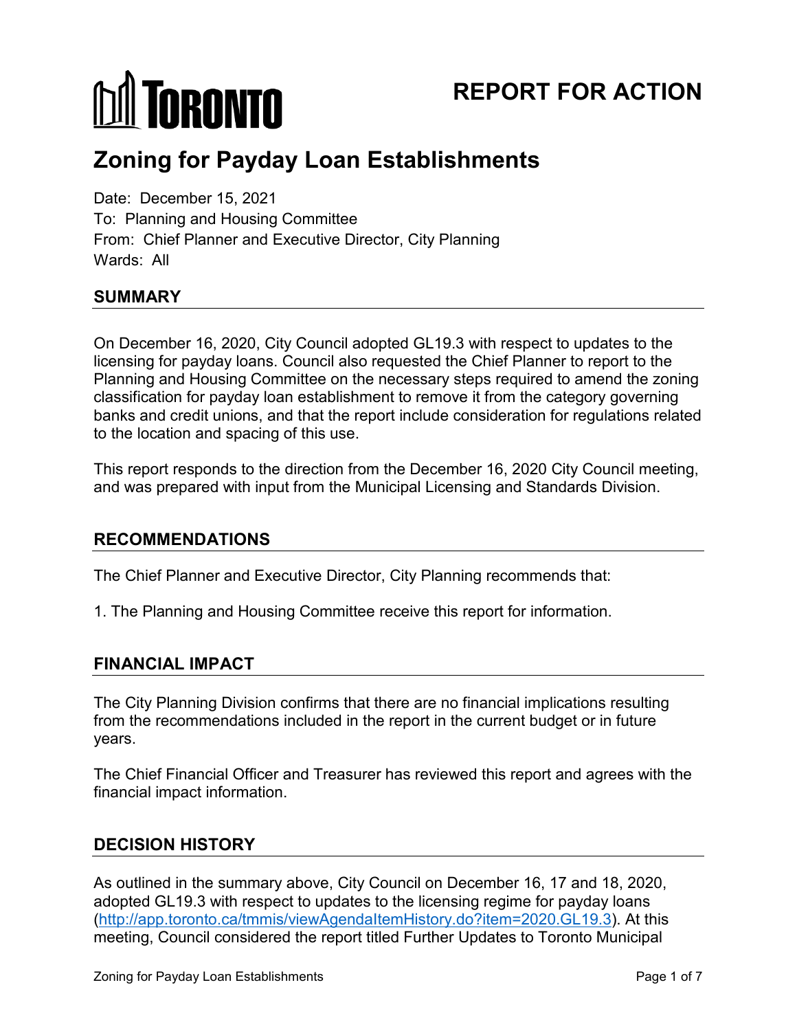# TORONTO

# REPORT FOR ACTION

# Zoning for Payday Loan Establishments

Date: December 15, 2021
To: Planning and Housing Committee
From: Chief Planner and Executive Director, City Planning
Wards: All

## SUMMARY

On December 16, 2020, City Council adopted GL19.3 with respect to updates to the licensing for payday loans. Council also requested the Chief Planner to report to the Planning and Housing Committee on the necessary steps required to amend the zoning classification for payday loan establishment to remove it from the category governing banks and credit unions, and that the report include consideration for regulations related to the location and spacing of this use.

This report responds to the direction from the December 16, 2020 City Council meeting, and was prepared with input from the Municipal Licensing and Standards Division.

## RECOMMENDATIONS

The Chief Planner and Executive Director, City Planning recommends that:

1. The Planning and Housing Committee receive this report for information.

## FINANCIAL IMPACT

The City Planning Division confirms that there are no financial implications resulting from the recommendations included in the report in the current budget or in future years.

The Chief Financial Officer and Treasurer has reviewed this report and agrees with the financial impact information.

## DECISION HISTORY

As outlined in the summary above, City Council on December 16, 17 and 18, 2020, adopted GL19.3 with respect to updates to the licensing regime for payday loans (http://app.toronto.ca/tmmis/viewAgendaItemHistory.do?item=2020.GL19.3). At this meeting, Council considered the report titled Further Updates to Toronto Municipal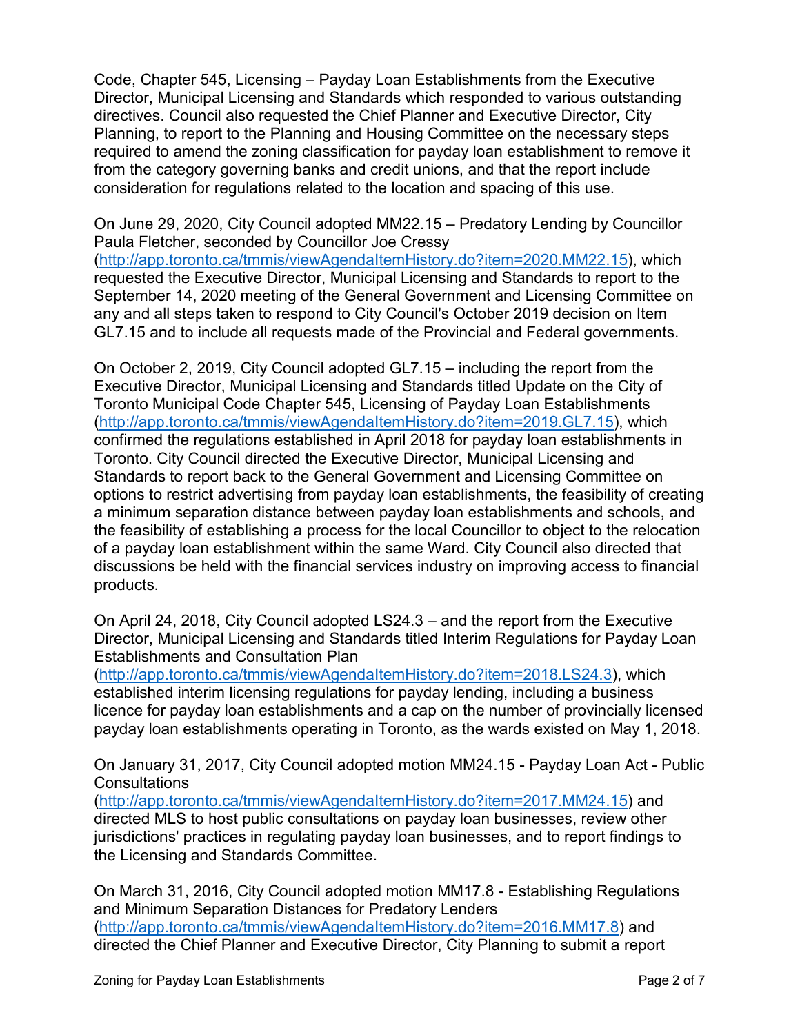Code, Chapter 545, Licensing – Payday Loan Establishments from the Executive Director, Municipal Licensing and Standards which responded to various outstanding directives. Council also requested the Chief Planner and Executive Director, City Planning, to report to the Planning and Housing Committee on the necessary steps required to amend the zoning classification for payday loan establishment to remove it from the category governing banks and credit unions, and that the report include consideration for regulations related to the location and spacing of this use.

On June 29, 2020, City Council adopted MM22.15 – Predatory Lending by Councillor Paula Fletcher, seconded by Councillor Joe Cressy (http://app.toronto.ca/tmmis/viewAgendaItemHistory.do?item=2020.MM22.15), which requested the Executive Director, Municipal Licensing and Standards to report to the September 14, 2020 meeting of the General Government and Licensing Committee on any and all steps taken to respond to City Council's October 2019 decision on Item GL7.15 and to include all requests made of the Provincial and Federal governments.

On October 2, 2019, City Council adopted GL7.15 – including the report from the Executive Director, Municipal Licensing and Standards titled Update on the City of Toronto Municipal Code Chapter 545, Licensing of Payday Loan Establishments (http://app.toronto.ca/tmmis/viewAgendaItemHistory.do?item=2019.GL7.15), which confirmed the regulations established in April 2018 for payday loan establishments in Toronto. City Council directed the Executive Director, Municipal Licensing and Standards to report back to the General Government and Licensing Committee on options to restrict advertising from payday loan establishments, the feasibility of creating a minimum separation distance between payday loan establishments and schools, and the feasibility of establishing a process for the local Councillor to object to the relocation of a payday loan establishment within the same Ward. City Council also directed that discussions be held with the financial services industry on improving access to financial products.

On April 24, 2018, City Council adopted LS24.3 – and the report from the Executive Director, Municipal Licensing and Standards titled Interim Regulations for Payday Loan Establishments and Consultation Plan (http://app.toronto.ca/tmmis/viewAgendaItemHistory.do?item=2018.LS24.3), which established interim licensing regulations for payday lending, including a business licence for payday loan establishments and a cap on the number of provincially licensed payday loan establishments operating in Toronto, as the wards existed on May 1, 2018.

On January 31, 2017, City Council adopted motion MM24.15 - Payday Loan Act - Public Consultations (http://app.toronto.ca/tmmis/viewAgendaItemHistory.do?item=2017.MM24.15) and directed MLS to host public consultations on payday loan businesses, review other jurisdictions' practices in regulating payday loan businesses, and to report findings to the Licensing and Standards Committee.

On March 31, 2016, City Council adopted motion MM17.8 - Establishing Regulations and Minimum Separation Distances for Predatory Lenders (http://app.toronto.ca/tmmis/viewAgendaItemHistory.do?item=2016.MM17.8) and directed the Chief Planner and Executive Director, City Planning to submit a report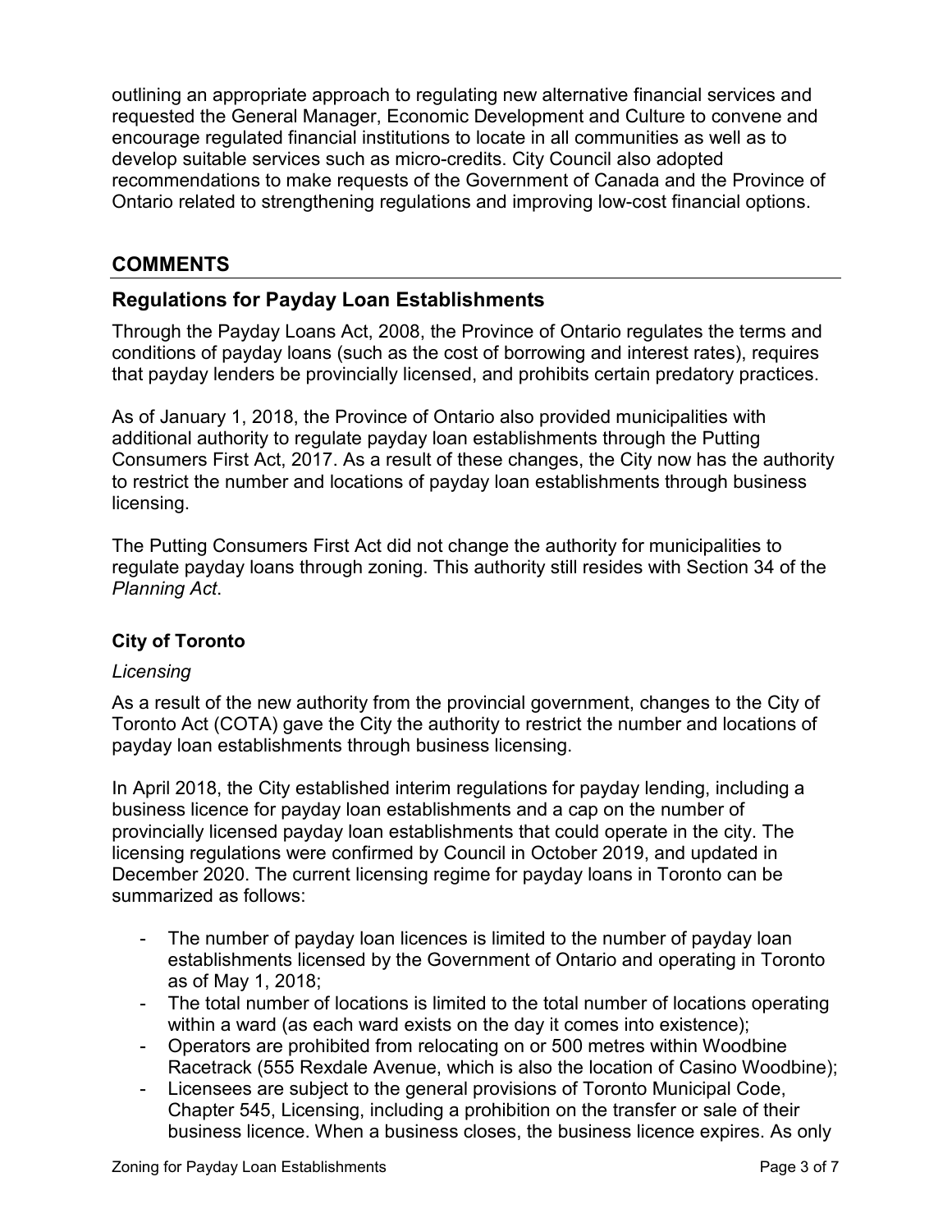outlining an appropriate approach to regulating new alternative financial services and requested the General Manager, Economic Development and Culture to convene and encourage regulated financial institutions to locate in all communities as well as to develop suitable services such as micro-credits. City Council also adopted recommendations to make requests of the Government of Canada and the Province of Ontario related to strengthening regulations and improving low-cost financial options.

## COMMENTS

### Regulations for Payday Loan Establishments

Through the Payday Loans Act, 2008, the Province of Ontario regulates the terms and conditions of payday loans (such as the cost of borrowing and interest rates), requires that payday lenders be provincially licensed, and prohibits certain predatory practices.

As of January 1, 2018, the Province of Ontario also provided municipalities with additional authority to regulate payday loan establishments through the Putting Consumers First Act, 2017. As a result of these changes, the City now has the authority to restrict the number and locations of payday loan establishments through business licensing.

The Putting Consumers First Act did not change the authority for municipalities to regulate payday loans through zoning. This authority still resides with Section 34 of the *Planning Act*.

#### City of Toronto

*Licensing*

As a result of the new authority from the provincial government, changes to the City of Toronto Act (COTA) gave the City the authority to restrict the number and locations of payday loan establishments through business licensing.

In April 2018, the City established interim regulations for payday lending, including a business licence for payday loan establishments and a cap on the number of provincially licensed payday loan establishments that could operate in the city. The licensing regulations were confirmed by Council in October 2019, and updated in December 2020. The current licensing regime for payday loans in Toronto can be summarized as follows:

- The number of payday loan licences is limited to the number of payday loan establishments licensed by the Government of Ontario and operating in Toronto as of May 1, 2018;
- The total number of locations is limited to the total number of locations operating within a ward (as each ward exists on the day it comes into existence);
- Operators are prohibited from relocating on or 500 metres within Woodbine Racetrack (555 Rexdale Avenue, which is also the location of Casino Woodbine);
- Licensees are subject to the general provisions of Toronto Municipal Code, Chapter 545, Licensing, including a prohibition on the transfer or sale of their business licence. When a business closes, the business licence expires. As only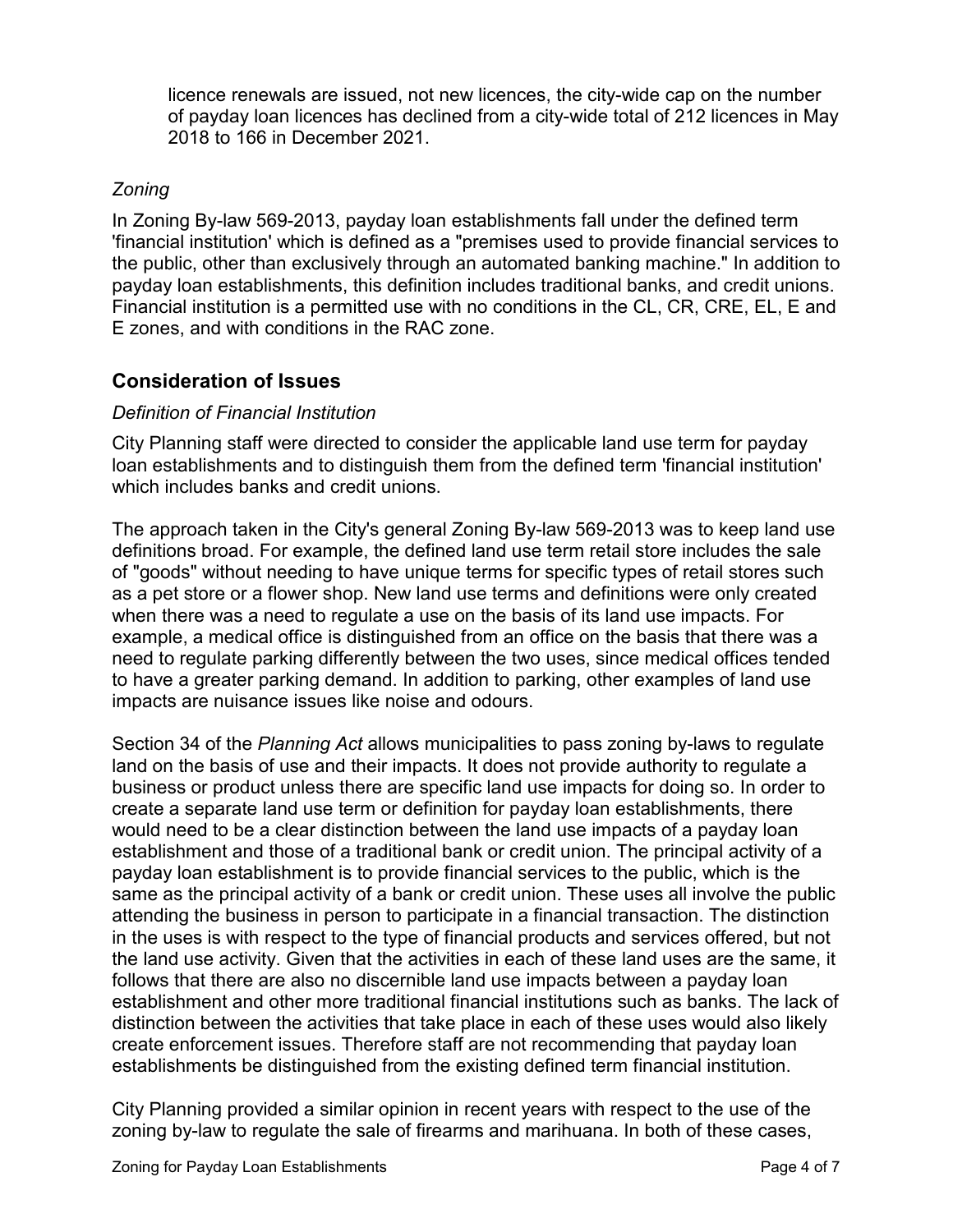licence renewals are issued, not new licences, the city-wide cap on the number of payday loan licences has declined from a city-wide total of 212 licences in May 2018 to 166 in December 2021.

*Zoning*

In Zoning By-law 569-2013, payday loan establishments fall under the defined term 'financial institution' which is defined as a "premises used to provide financial services to the public, other than exclusively through an automated banking machine." In addition to payday loan establishments, this definition includes traditional banks, and credit unions. Financial institution is a permitted use with no conditions in the CL, CR, CRE, EL, E and E zones, and with conditions in the RAC zone.

## Consideration of Issues

*Definition of Financial Institution*

City Planning staff were directed to consider the applicable land use term for payday loan establishments and to distinguish them from the defined term 'financial institution' which includes banks and credit unions.

The approach taken in the City's general Zoning By-law 569-2013 was to keep land use definitions broad. For example, the defined land use term retail store includes the sale of "goods" without needing to have unique terms for specific types of retail stores such as a pet store or a flower shop. New land use terms and definitions were only created when there was a need to regulate a use on the basis of its land use impacts. For example, a medical office is distinguished from an office on the basis that there was a need to regulate parking differently between the two uses, since medical offices tended to have a greater parking demand. In addition to parking, other examples of land use impacts are nuisance issues like noise and odours.

Section 34 of the *Planning Act* allows municipalities to pass zoning by-laws to regulate land on the basis of use and their impacts. It does not provide authority to regulate a business or product unless there are specific land use impacts for doing so. In order to create a separate land use term or definition for payday loan establishments, there would need to be a clear distinction between the land use impacts of a payday loan establishment and those of a traditional bank or credit union. The principal activity of a payday loan establishment is to provide financial services to the public, which is the same as the principal activity of a bank or credit union. These uses all involve the public attending the business in person to participate in a financial transaction. The distinction in the uses is with respect to the type of financial products and services offered, but not the land use activity. Given that the activities in each of these land uses are the same, it follows that there are also no discernible land use impacts between a payday loan establishment and other more traditional financial institutions such as banks. The lack of distinction between the activities that take place in each of these uses would also likely create enforcement issues. Therefore staff are not recommending that payday loan establishments be distinguished from the existing defined term financial institution.

City Planning provided a similar opinion in recent years with respect to the use of the zoning by-law to regulate the sale of firearms and marihuana. In both of these cases,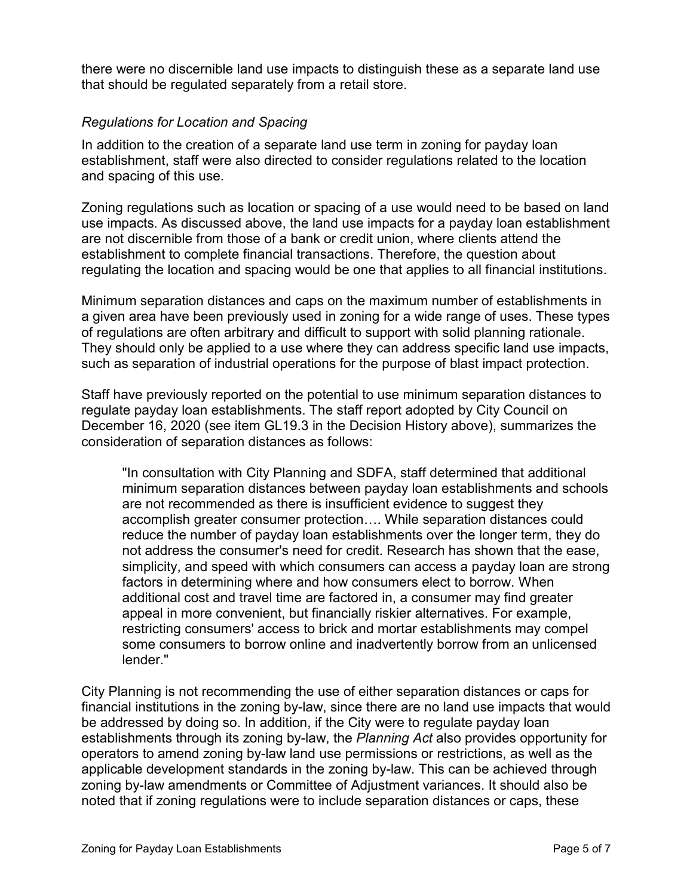there were no discernible land use impacts to distinguish these as a separate land use that should be regulated separately from a retail store.

*Regulations for Location and Spacing*

In addition to the creation of a separate land use term in zoning for payday loan establishment, staff were also directed to consider regulations related to the location and spacing of this use.

Zoning regulations such as location or spacing of a use would need to be based on land use impacts. As discussed above, the land use impacts for a payday loan establishment are not discernible from those of a bank or credit union, where clients attend the establishment to complete financial transactions. Therefore, the question about regulating the location and spacing would be one that applies to all financial institutions.

Minimum separation distances and caps on the maximum number of establishments in a given area have been previously used in zoning for a wide range of uses. These types of regulations are often arbitrary and difficult to support with solid planning rationale. They should only be applied to a use where they can address specific land use impacts, such as separation of industrial operations for the purpose of blast impact protection.

Staff have previously reported on the potential to use minimum separation distances to regulate payday loan establishments. The staff report adopted by City Council on December 16, 2020 (see item GL19.3 in the Decision History above), summarizes the consideration of separation distances as follows:

> "In consultation with City Planning and SDFA, staff determined that additional minimum separation distances between payday loan establishments and schools are not recommended as there is insufficient evidence to suggest they accomplish greater consumer protection…. While separation distances could reduce the number of payday loan establishments over the longer term, they do not address the consumer's need for credit. Research has shown that the ease, simplicity, and speed with which consumers can access a payday loan are strong factors in determining where and how consumers elect to borrow. When additional cost and travel time are factored in, a consumer may find greater appeal in more convenient, but financially riskier alternatives. For example, restricting consumers' access to brick and mortar establishments may compel some consumers to borrow online and inadvertently borrow from an unlicensed lender."

City Planning is not recommending the use of either separation distances or caps for financial institutions in the zoning by-law, since there are no land use impacts that would be addressed by doing so. In addition, if the City were to regulate payday loan establishments through its zoning by-law, the *Planning Act* also provides opportunity for operators to amend zoning by-law land use permissions or restrictions, as well as the applicable development standards in the zoning by-law. This can be achieved through zoning by-law amendments or Committee of Adjustment variances. It should also be noted that if zoning regulations were to include separation distances or caps, these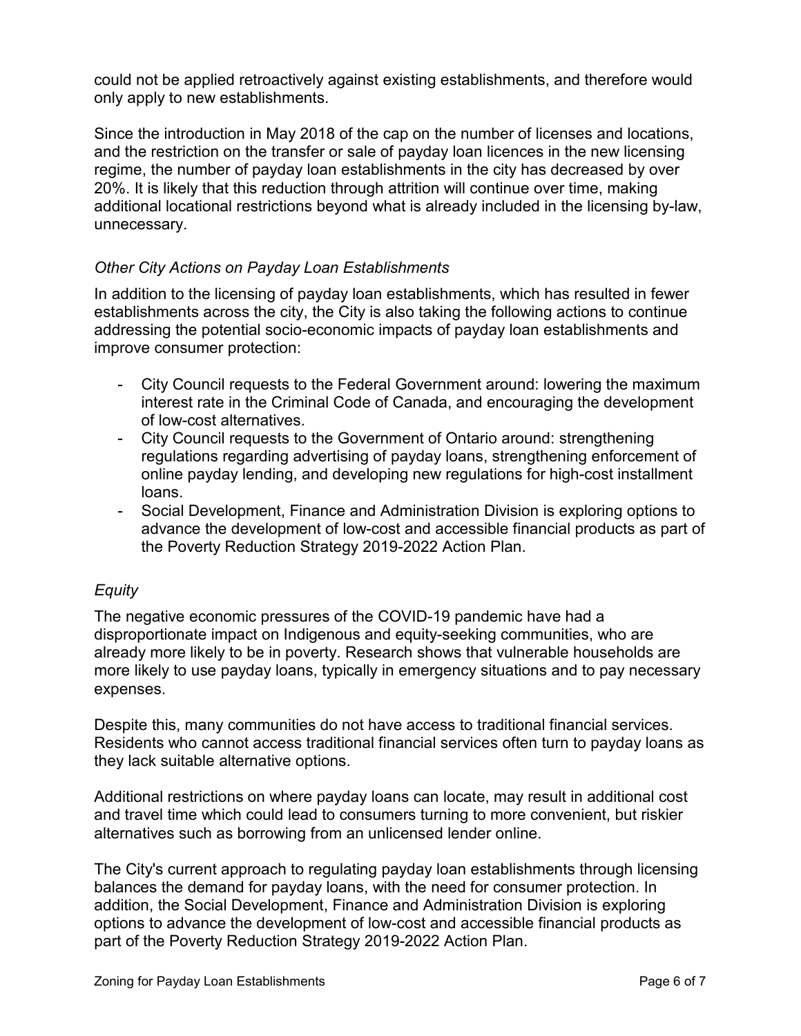could not be applied retroactively against existing establishments, and therefore would only apply to new establishments.

Since the introduction in May 2018 of the cap on the number of licenses and locations, and the restriction on the transfer or sale of payday loan licences in the new licensing regime, the number of payday loan establishments in the city has decreased by over 20%. It is likely that this reduction through attrition will continue over time, making additional locational restrictions beyond what is already included in the licensing by-law, unnecessary.

*Other City Actions on Payday Loan Establishments*

In addition to the licensing of payday loan establishments, which has resulted in fewer establishments across the city, the City is also taking the following actions to continue addressing the potential socio-economic impacts of payday loan establishments and improve consumer protection:

- City Council requests to the Federal Government around: lowering the maximum interest rate in the Criminal Code of Canada, and encouraging the development of low-cost alternatives.
- City Council requests to the Government of Ontario around: strengthening regulations regarding advertising of payday loans, strengthening enforcement of online payday lending, and developing new regulations for high-cost installment loans.
- Social Development, Finance and Administration Division is exploring options to advance the development of low-cost and accessible financial products as part of the Poverty Reduction Strategy 2019-2022 Action Plan.

*Equity*

The negative economic pressures of the COVID-19 pandemic have had a disproportionate impact on Indigenous and equity-seeking communities, who are already more likely to be in poverty. Research shows that vulnerable households are more likely to use payday loans, typically in emergency situations and to pay necessary expenses.

Despite this, many communities do not have access to traditional financial services. Residents who cannot access traditional financial services often turn to payday loans as they lack suitable alternative options.

Additional restrictions on where payday loans can locate, may result in additional cost and travel time which could lead to consumers turning to more convenient, but riskier alternatives such as borrowing from an unlicensed lender online.

The City's current approach to regulating payday loan establishments through licensing balances the demand for payday loans, with the need for consumer protection. In addition, the Social Development, Finance and Administration Division is exploring options to advance the development of low-cost and accessible financial products as part of the Poverty Reduction Strategy 2019-2022 Action Plan.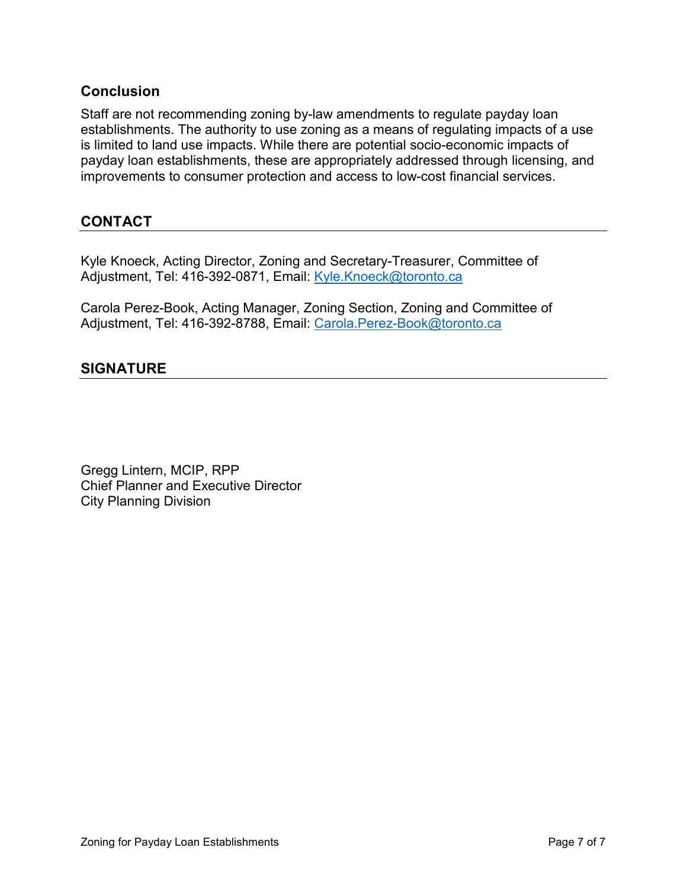### Conclusion

Staff are not recommending zoning by-law amendments to regulate payday loan establishments. The authority to use zoning as a means of regulating impacts of a use is limited to land use impacts. While there are potential socio-economic impacts of payday loan establishments, these are appropriately addressed through licensing, and improvements to consumer protection and access to low-cost financial services.

## CONTACT

Kyle Knoeck, Acting Director, Zoning and Secretary-Treasurer, Committee of Adjustment, Tel: 416-392-0871, Email: Kyle.Knoeck@toronto.ca

Carola Perez-Book, Acting Manager, Zoning Section, Zoning and Committee of Adjustment, Tel: 416-392-8788, Email: Carola.Perez-Book@toronto.ca

## SIGNATURE

Gregg Lintern, MCIP, RPP
Chief Planner and Executive Director
City Planning Division